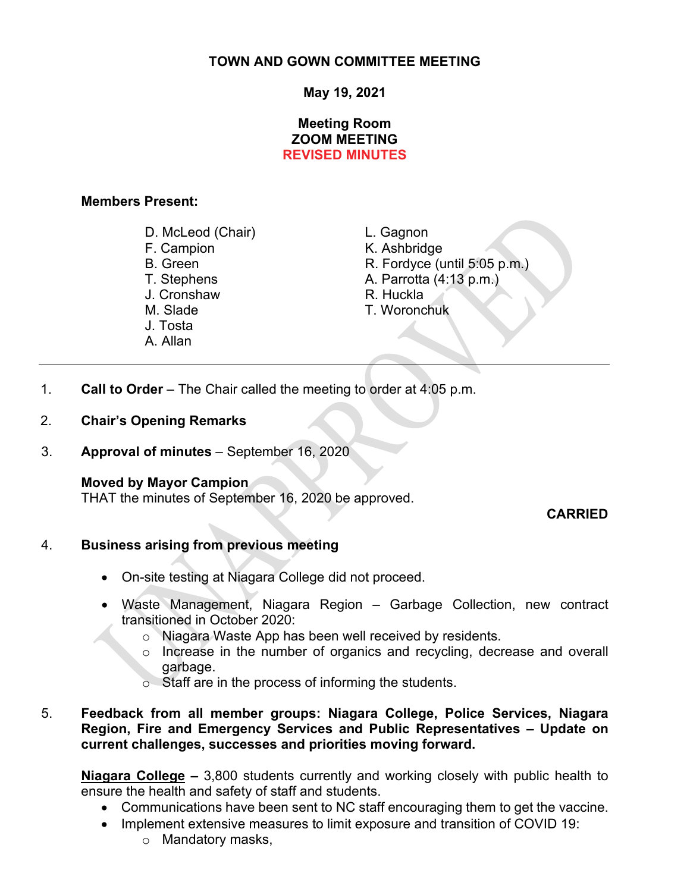# TOWN AND GOWN COMMITTEE MEETING

**May 19, 2021**

**Meeting Room**
**ZOOM MEETING**
**REVISED MINUTES**

UNAPPROVED

**Members Present:**

D. McLeod (Chair)
F. Campion
B. Green
T. Stephens
J. Cronshaw
M. Slade
J. Tosta
A. Allan
L. Gagnon
K. Ashbridge
R. Fordyce (until 5:05 p.m.)
A. Parrotta (4:13 p.m.)
R. Huckla
T. Woronchuk

---

1. **Call to Order** – The Chair called the meeting to order at 4:05 p.m.

2. **Chair's Opening Remarks**

3. **Approval of minutes** – September 16, 2020

   **Moved by Mayor Campion**
   THAT the minutes of September 16, 2020 be approved.

   **CARRIED**

4. **Business arising from previous meeting**

   - On-site testing at Niagara College did not proceed.
   - Waste Management, Niagara Region – Garbage Collection, new contract transitioned in October 2020:
     - Niagara Waste App has been well received by residents.
     - Increase in the number of organics and recycling, decrease and overall garbage.
     - Staff are in the process of informing the students.

5. **Feedback from all member groups: Niagara College, Police Services, Niagara Region, Fire and Emergency Services and Public Representatives – Update on current challenges, successes and priorities moving forward.**

   **Niagara College –** 3,800 students currently and working closely with public health to ensure the health and safety of staff and students.

   - Communications have been sent to NC staff encouraging them to get the vaccine.
   - Implement extensive measures to limit exposure and transition of COVID 19:
     - Mandatory masks,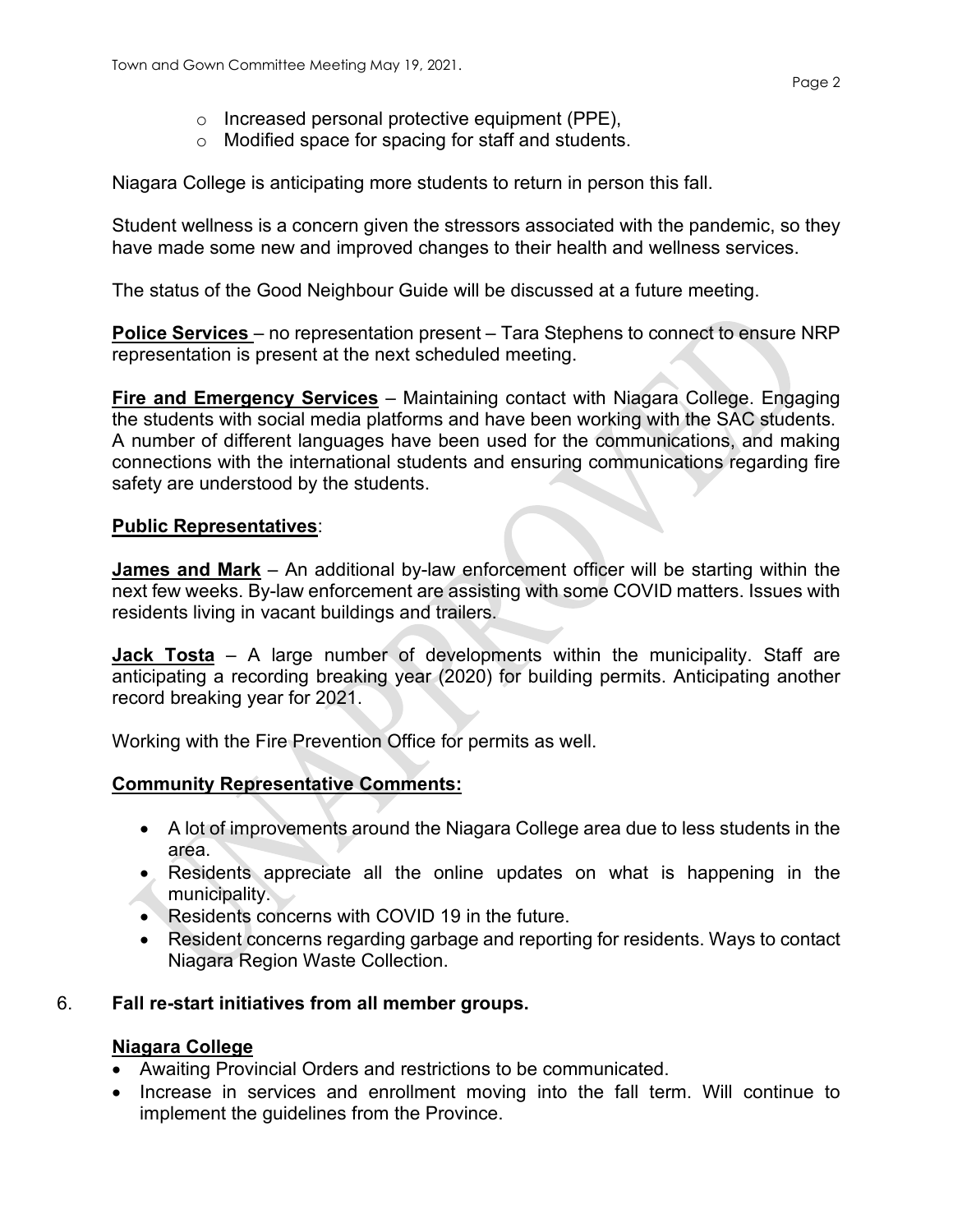- Increased personal protective equipment (PPE),
- Modified space for spacing for staff and students.

Niagara College is anticipating more students to return in person this fall.

Student wellness is a concern given the stressors associated with the pandemic, so they have made some new and improved changes to their health and wellness services.

The status of the Good Neighbour Guide will be discussed at a future meeting.

**Police Services** – no representation present – Tara Stephens to connect to ensure NRP representation is present at the next scheduled meeting.

**Fire and Emergency Services** – Maintaining contact with Niagara College. Engaging the students with social media platforms and have been working with the SAC students. A number of different languages have been used for the communications, and making connections with the international students and ensuring communications regarding fire safety are understood by the students.

**Public Representatives**:

**James and Mark** – An additional by-law enforcement officer will be starting within the next few weeks. By-law enforcement are assisting with some COVID matters. Issues with residents living in vacant buildings and trailers.

**Jack Tosta** – A large number of developments within the municipality. Staff are anticipating a recording breaking year (2020) for building permits. Anticipating another record breaking year for 2021.

Working with the Fire Prevention Office for permits as well.

**Community Representative Comments:**

- A lot of improvements around the Niagara College area due to less students in the area.
- Residents appreciate all the online updates on what is happening in the municipality.
- Residents concerns with COVID 19 in the future.
- Resident concerns regarding garbage and reporting for residents. Ways to contact Niagara Region Waste Collection.

6. **Fall re-start initiatives from all member groups.**

**Niagara College**

- Awaiting Provincial Orders and restrictions to be communicated.
- Increase in services and enrollment moving into the fall term. Will continue to implement the guidelines from the Province.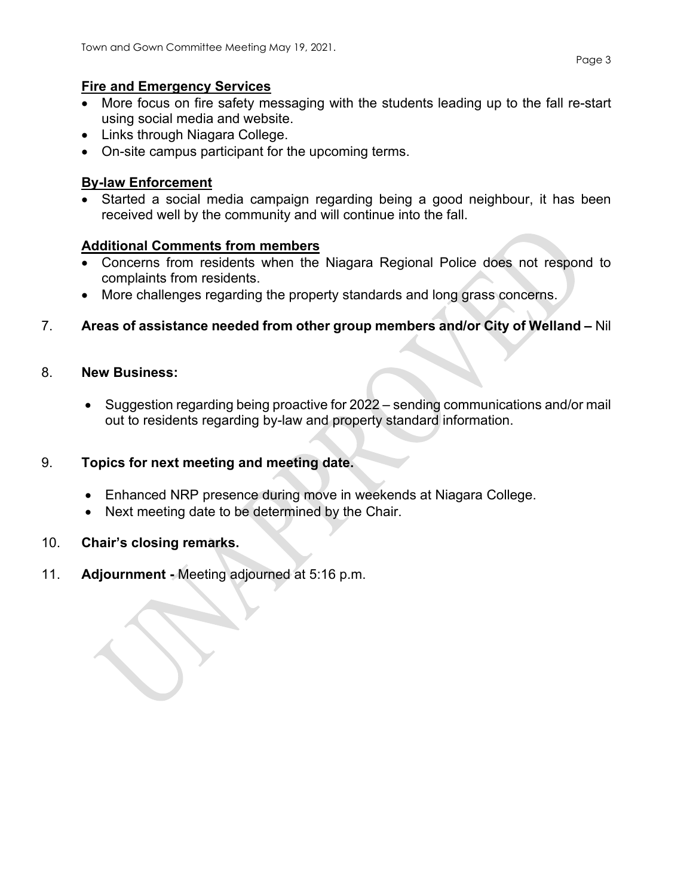### Fire and Emergency Services

- More focus on fire safety messaging with the students leading up to the fall re-start using social media and website.
- Links through Niagara College.
- On-site campus participant for the upcoming terms.

### By-law Enforcement

- Started a social media campaign regarding being a good neighbour, it has been received well by the community and will continue into the fall.

### Additional Comments from members

- Concerns from residents when the Niagara Regional Police does not respond to complaints from residents.
- More challenges regarding the property standards and long grass concerns.

7. **Areas of assistance needed from other group members and/or City of Welland –** Nil

8. **New Business:**

   - Suggestion regarding being proactive for 2022 – sending communications and/or mail out to residents regarding by-law and property standard information.

9. **Topics for next meeting and meeting date.**

   - Enhanced NRP presence during move in weekends at Niagara College.
   - Next meeting date to be determined by the Chair.

10. **Chair's closing remarks.**

11. **Adjournment -** Meeting adjourned at 5:16 p.m.